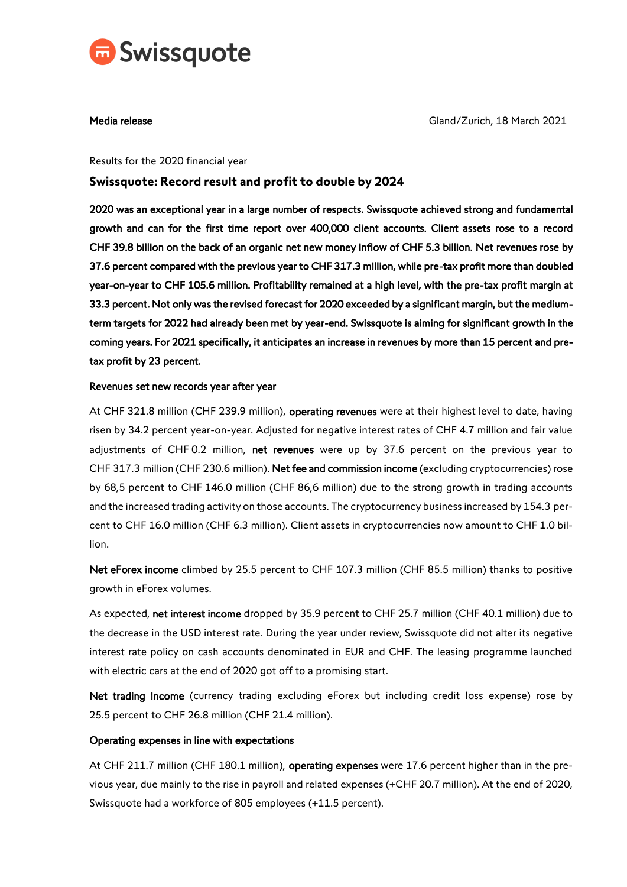Swissquote

**Media release** Gland/Zurich, 18 March 2021

Results for the 2020 financial year

## Swissquote: Record result and profit to double by 2024

**2020 was an exceptional year in a large number of respects. Swissquote achieved strong and fundamental growth and can for the first time report over 400,000 client accounts. Client assets rose to a record CHF 39.8 billion on the back of an organic net new money inflow of CHF 5.3 billion. Net revenues rose by 37.6 percent compared with the previous year to CHF 317.3 million, while pre-tax profit more than doubled year-on-year to CHF 105.6 million. Profitability remained at a high level, with the pre-tax profit margin at 33.3 percent. Not only was the revised forecast for 2020 exceeded by a significant margin, but the medium-term targets for 2022 had already been met by year-end. Swissquote is aiming for significant growth in the coming years. For 2021 specifically, it anticipates an increase in revenues by more than 15 percent and pre-tax profit by 23 percent.**

### Revenues set new records year after year

At CHF 321.8 million (CHF 239.9 million), **operating revenues** were at their highest level to date, having risen by 34.2 percent year-on-year. Adjusted for negative interest rates of CHF 4.7 million and fair value adjustments of CHF 0.2 million, **net revenues** were up by 37.6 percent on the previous year to CHF 317.3 million (CHF 230.6 million). **Net fee and commission income** (excluding cryptocurrencies) rose by 68,5 percent to CHF 146.0 million (CHF 86,6 million) due to the strong growth in trading accounts and the increased trading activity on those accounts. The cryptocurrency business increased by 154.3 percent to CHF 16.0 million (CHF 6.3 million). Client assets in cryptocurrencies now amount to CHF 1.0 billion.

**Net eForex income** climbed by 25.5 percent to CHF 107.3 million (CHF 85.5 million) thanks to positive growth in eForex volumes.

As expected, **net interest income** dropped by 35.9 percent to CHF 25.7 million (CHF 40.1 million) due to the decrease in the USD interest rate. During the year under review, Swissquote did not alter its negative interest rate policy on cash accounts denominated in EUR and CHF. The leasing programme launched with electric cars at the end of 2020 got off to a promising start.

**Net trading income** (currency trading excluding eForex but including credit loss expense) rose by 25.5 percent to CHF 26.8 million (CHF 21.4 million).

### Operating expenses in line with expectations

At CHF 211.7 million (CHF 180.1 million), **operating expenses** were 17.6 percent higher than in the previous year, due mainly to the rise in payroll and related expenses (+CHF 20.7 million). At the end of 2020, Swissquote had a workforce of 805 employees (+11.5 percent).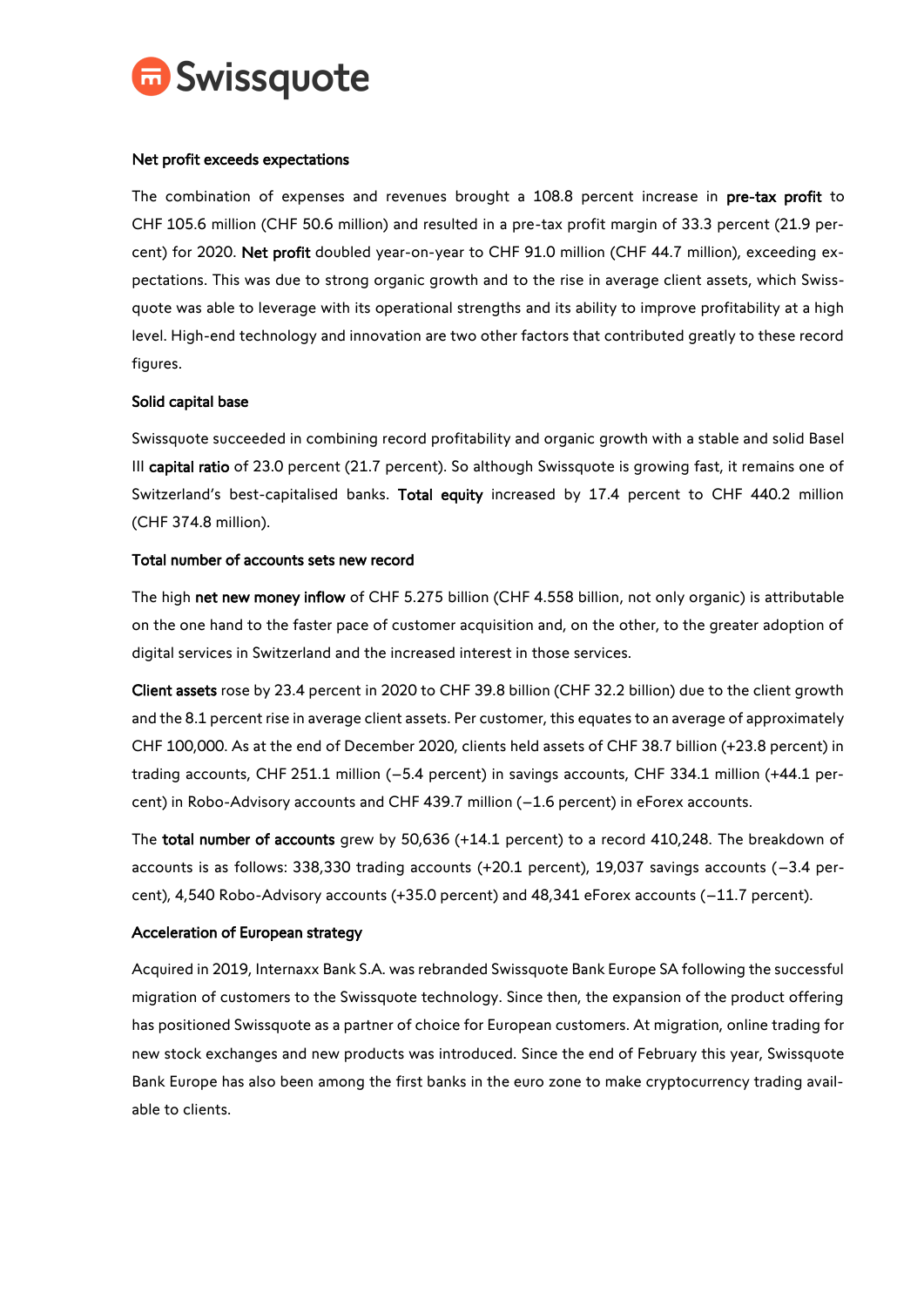### Net profit exceeds expectations

The combination of expenses and revenues brought a 108.8 percent increase in **pre-tax profit** to CHF 105.6 million (CHF 50.6 million) and resulted in a pre-tax profit margin of 33.3 percent (21.9 percent) for 2020. **Net profit** doubled year-on-year to CHF 91.0 million (CHF 44.7 million), exceeding expectations. This was due to strong organic growth and to the rise in average client assets, which Swissquote was able to leverage with its operational strengths and its ability to improve profitability at a high level. High-end technology and innovation are two other factors that contributed greatly to these record figures.

### Solid capital base

Swissquote succeeded in combining record profitability and organic growth with a stable and solid Basel III **capital ratio** of 23.0 percent (21.7 percent). So although Swissquote is growing fast, it remains one of Switzerland's best-capitalised banks. **Total equity** increased by 17.4 percent to CHF 440.2 million (CHF 374.8 million).

### Total number of accounts sets new record

The high **net new money inflow** of CHF 5.275 billion (CHF 4.558 billion, not only organic) is attributable on the one hand to the faster pace of customer acquisition and, on the other, to the greater adoption of digital services in Switzerland and the increased interest in those services.

**Client assets** rose by 23.4 percent in 2020 to CHF 39.8 billion (CHF 32.2 billion) due to the client growth and the 8.1 percent rise in average client assets. Per customer, this equates to an average of approximately CHF 100,000. As at the end of December 2020, clients held assets of CHF 38.7 billion (+23.8 percent) in trading accounts, CHF 251.1 million (–5.4 percent) in savings accounts, CHF 334.1 million (+44.1 percent) in Robo-Advisory accounts and CHF 439.7 million (–1.6 percent) in eForex accounts.

The **total number of accounts** grew by 50,636 (+14.1 percent) to a record 410,248. The breakdown of accounts is as follows: 338,330 trading accounts (+20.1 percent), 19,037 savings accounts (–3.4 percent), 4,540 Robo-Advisory accounts (+35.0 percent) and 48,341 eForex accounts (–11.7 percent).

### Acceleration of European strategy

Acquired in 2019, Internaxx Bank S.A. was rebranded Swissquote Bank Europe SA following the successful migration of customers to the Swissquote technology. Since then, the expansion of the product offering has positioned Swissquote as a partner of choice for European customers. At migration, online trading for new stock exchanges and new products was introduced. Since the end of February this year, Swissquote Bank Europe has also been among the first banks in the euro zone to make cryptocurrency trading available to clients.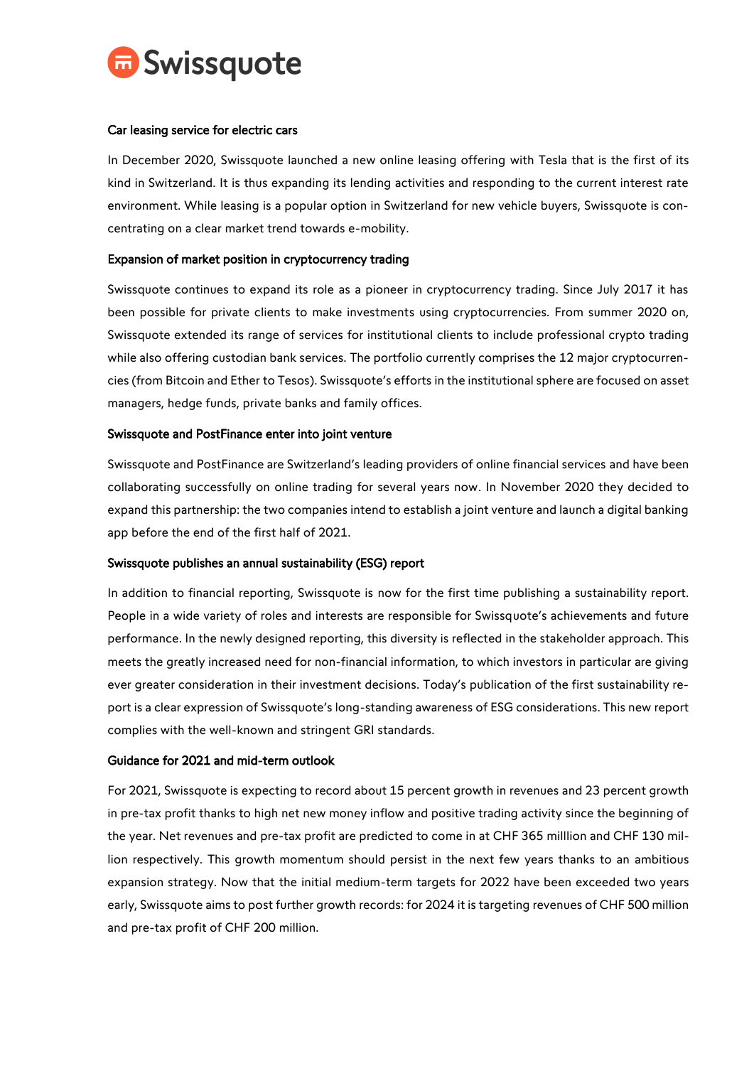### Car leasing service for electric cars

In December 2020, Swissquote launched a new online leasing offering with Tesla that is the first of its kind in Switzerland. It is thus expanding its lending activities and responding to the current interest rate environment. While leasing is a popular option in Switzerland for new vehicle buyers, Swissquote is concentrating on a clear market trend towards e-mobility.

### Expansion of market position in cryptocurrency trading

Swissquote continues to expand its role as a pioneer in cryptocurrency trading. Since July 2017 it has been possible for private clients to make investments using cryptocurrencies. From summer 2020 on, Swissquote extended its range of services for institutional clients to include professional crypto trading while also offering custodian bank services. The portfolio currently comprises the 12 major cryptocurrencies (from Bitcoin and Ether to Tesos). Swissquote's efforts in the institutional sphere are focused on asset managers, hedge funds, private banks and family offices.

### Swissquote and PostFinance enter into joint venture

Swissquote and PostFinance are Switzerland's leading providers of online financial services and have been collaborating successfully on online trading for several years now. In November 2020 they decided to expand this partnership: the two companies intend to establish a joint venture and launch a digital banking app before the end of the first half of 2021.

### Swissquote publishes an annual sustainability (ESG) report

In addition to financial reporting, Swissquote is now for the first time publishing a sustainability report. People in a wide variety of roles and interests are responsible for Swissquote's achievements and future performance. In the newly designed reporting, this diversity is reflected in the stakeholder approach. This meets the greatly increased need for non-financial information, to which investors in particular are giving ever greater consideration in their investment decisions. Today's publication of the first sustainability report is a clear expression of Swissquote's long-standing awareness of ESG considerations. This new report complies with the well-known and stringent GRI standards.

### Guidance for 2021 and mid-term outlook

For 2021, Swissquote is expecting to record about 15 percent growth in revenues and 23 percent growth in pre-tax profit thanks to high net new money inflow and positive trading activity since the beginning of the year. Net revenues and pre-tax profit are predicted to come in at CHF 365 milllion and CHF 130 million respectively. This growth momentum should persist in the next few years thanks to an ambitious expansion strategy. Now that the initial medium-term targets for 2022 have been exceeded two years early, Swissquote aims to post further growth records: for 2024 it is targeting revenues of CHF 500 million and pre-tax profit of CHF 200 million.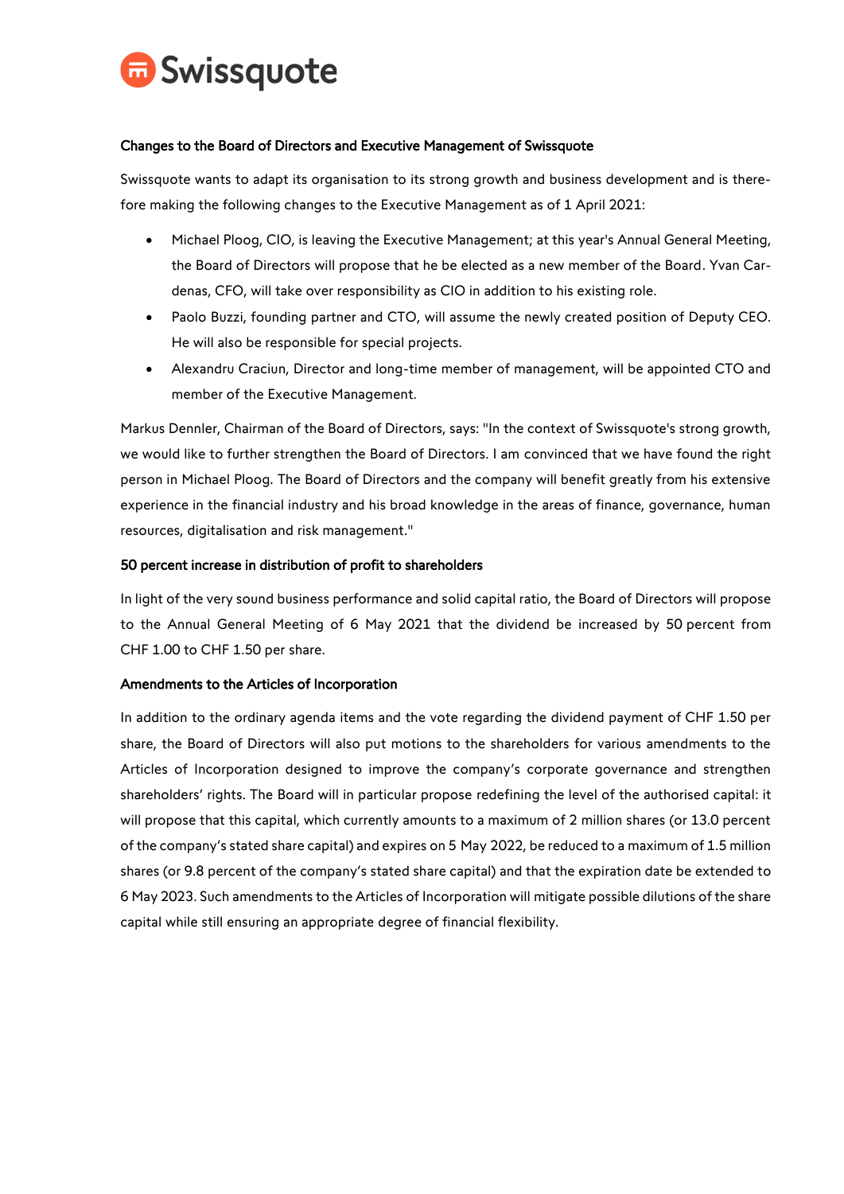**Changes to the Board of Directors and Executive Management of Swissquote**

Swissquote wants to adapt its organisation to its strong growth and business development and is therefore making the following changes to the Executive Management as of 1 April 2021:

- Michael Ploog, CIO, is leaving the Executive Management; at this year's Annual General Meeting, the Board of Directors will propose that he be elected as a new member of the Board. Yvan Cardenas, CFO, will take over responsibility as CIO in addition to his existing role.
- Paolo Buzzi, founding partner and CTO, will assume the newly created position of Deputy CEO. He will also be responsible for special projects.
- Alexandru Craciun, Director and long-time member of management, will be appointed CTO and member of the Executive Management.

Markus Dennler, Chairman of the Board of Directors, says: "In the context of Swissquote's strong growth, we would like to further strengthen the Board of Directors. I am convinced that we have found the right person in Michael Ploog. The Board of Directors and the company will benefit greatly from his extensive experience in the financial industry and his broad knowledge in the areas of finance, governance, human resources, digitalisation and risk management."

**50 percent increase in distribution of profit to shareholders**

In light of the very sound business performance and solid capital ratio, the Board of Directors will propose to the Annual General Meeting of 6 May 2021 that the dividend be increased by 50 percent from CHF 1.00 to CHF 1.50 per share.

**Amendments to the Articles of Incorporation**

In addition to the ordinary agenda items and the vote regarding the dividend payment of CHF 1.50 per share, the Board of Directors will also put motions to the shareholders for various amendments to the Articles of Incorporation designed to improve the company's corporate governance and strengthen shareholders' rights. The Board will in particular propose redefining the level of the authorised capital: it will propose that this capital, which currently amounts to a maximum of 2 million shares (or 13.0 percent of the company's stated share capital) and expires on 5 May 2022, be reduced to a maximum of 1.5 million shares (or 9.8 percent of the company's stated share capital) and that the expiration date be extended to 6 May 2023. Such amendments to the Articles of Incorporation will mitigate possible dilutions of the share capital while still ensuring an appropriate degree of financial flexibility.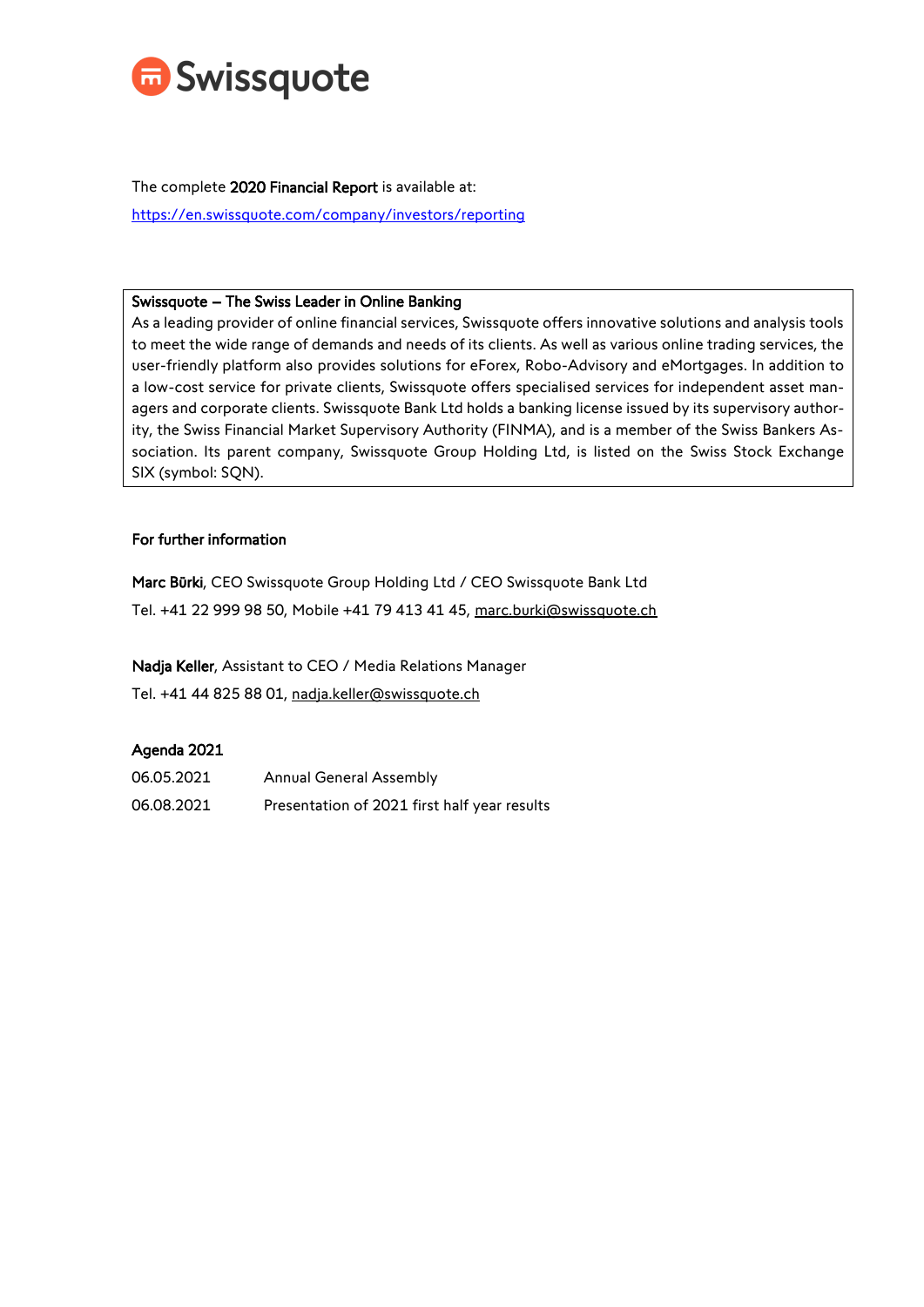The complete **2020 Financial Report** is available at:
https://en.swissquote.com/company/investors/reporting

**Swissquote – The Swiss Leader in Online Banking**
As a leading provider of online financial services, Swissquote offers innovative solutions and analysis tools to meet the wide range of demands and needs of its clients. As well as various online trading services, the user-friendly platform also provides solutions for eForex, Robo-Advisory and eMortgages. In addition to a low-cost service for private clients, Swissquote offers specialised services for independent asset managers and corporate clients. Swissquote Bank Ltd holds a banking license issued by its supervisory authority, the Swiss Financial Market Supervisory Authority (FINMA), and is a member of the Swiss Bankers Association. Its parent company, Swissquote Group Holding Ltd, is listed on the Swiss Stock Exchange SIX (symbol: SQN).

**For further information**

**Marc Bürki**, CEO Swissquote Group Holding Ltd / CEO Swissquote Bank Ltd
Tel. +41 22 999 98 50, Mobile +41 79 413 41 45, marc.burki@swissquote.ch

**Nadja Keller**, Assistant to CEO / Media Relations Manager
Tel. +41 44 825 88 01, nadja.keller@swissquote.ch

**Agenda 2021**

| | |
|---|---|
| 06.05.2021 | Annual General Assembly |
| 06.08.2021 | Presentation of 2021 first half year results |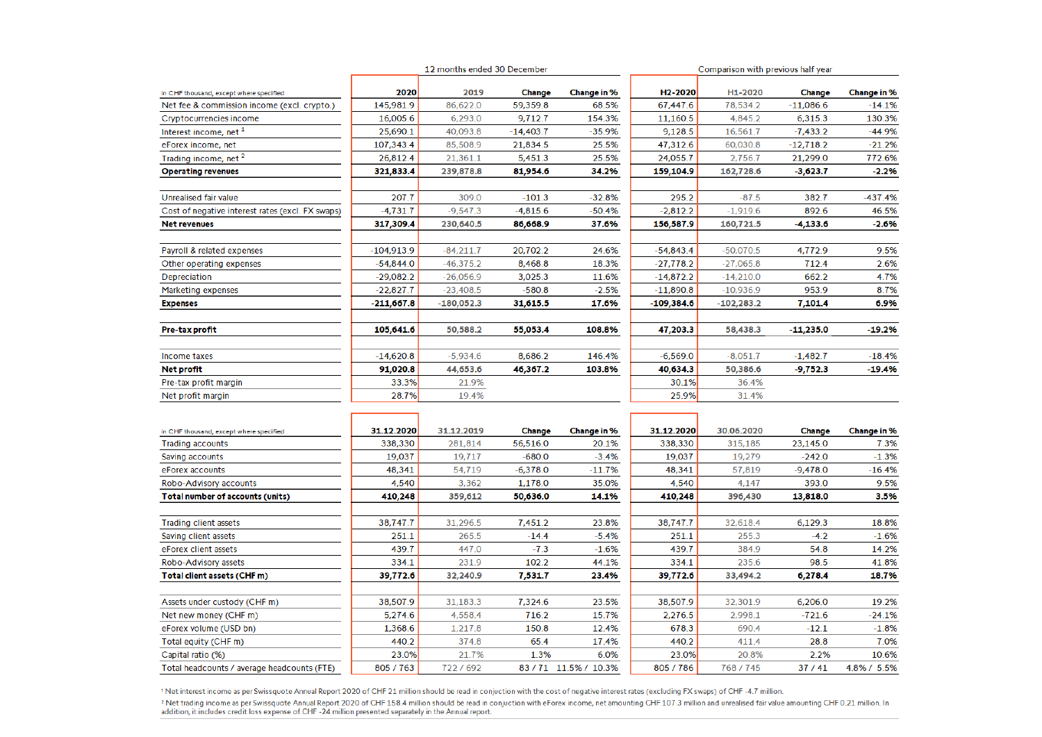| in CHF thousand, except where specified | 12 months ended 30 December | | | | Comparison with previous half year | | | |
|---|---|---|---|---|---|---|---|---|
| | 2020 | 2019 | Change | Change in % | H2-2020 | H1-2020 | Change | Change in % |
| Net fee & commission income (excl. crypto.) | 145,981.9 | 86,622.0 | 59,359.8 | 68.5% | 67,447.6 | 78,534.2 | -11,086.6 | -14.1% |
| Cryptocurrencies income | 16,005.6 | 6,293.0 | 9,712.7 | 154.3% | 11,160.5 | 4,845.2 | 6,315.3 | 130.3% |
| Interest income, net [1] | 25,690.1 | 40,093.8 | -14,403.7 | -35.9% | 9,128.5 | 16,561.7 | -7,433.2 | -44.9% |
| eForex income, net | 107,343.4 | 85,508.9 | 21,834.5 | 25.5% | 47,312.6 | 60,030.8 | -12,718.2 | -21.2% |
| Trading income, net [2] | 26,812.4 | 21,361.1 | 5,451.3 | 25.5% | 24,055.7 | 2,756.7 | 21,299.0 | 772.6% |
| **Operating revenues** | **321,833.4** | **239,878.8** | **81,954.6** | **34.2%** | **159,104.9** | **162,728.6** | **-3,623.7** | **-2.2%** |
| | | | | | | | | |
| Unrealised fair value | 207.7 | 309.0 | -101.3 | -32.8% | 295.2 | -87.5 | 382.7 | -437.4% |
| Cost of negative interest rates (excl. FX swaps) | -4,731.7 | -9,547.3 | -4,815.6 | -50.4% | -2,812.2 | -1,919.6 | 892.6 | 46.5% |
| **Net revenues** | **317,309.4** | **230,640.5** | **86,668.9** | **37.6%** | **156,587.9** | **160,721.5** | **-4,133.6** | **-2.6%** |
| | | | | | | | | |
| Payroll & related expenses | -104,913.9 | -84,211.7 | 20,702.2 | 24.6% | -54,843.4 | -50,070.5 | 4,772.9 | 9.5% |
| Other operating expenses | -54,844.0 | -46,375.2 | 8,468.8 | 18.3% | -27,778.2 | -27,065.8 | 712.4 | 2.6% |
| Depreciation | -29,082.2 | -26,056.9 | 3,025.3 | 11.6% | -14,872.2 | -14,210.0 | 662.2 | 4.7% |
| Marketing expenses | -22,827.7 | -23,408.5 | -580.8 | -2.5% | -11,890.8 | -10,936.9 | 953.9 | 8.7% |
| **Expenses** | **-211,667.8** | **-180,052.3** | **31,615.5** | **17.6%** | **-109,384.6** | **-102,283.2** | **7,101.4** | **6.9%** |
| | | | | | | | | |
| **Pre-tax profit** | **105,641.6** | **50,588.2** | **55,053.4** | **108.8%** | **47,203.3** | **58,438.3** | **-11,235.0** | **-19.2%** |
| | | | | | | | | |
| Income taxes | -14,620.8 | -5,934.6 | 8,686.2 | 146.4% | -6,569.0 | -8,051.7 | -1,482.7 | -18.4% |
| **Net profit** | **91,020.8** | **44,653.6** | **46,367.2** | **103.8%** | **40,634.3** | **50,386.6** | **-9,752.3** | **-19.4%** |
| Pre-tax profit margin | 33.3% | 21.9% | | | 30.1% | 36.4% | | |
| Net profit margin | 28.7% | 19.4% | | | 25.9% | 31.4% | | |

| in CHF thousand, except where specified | 31.12.2020 | 31.12.2019 | Change | Change in % | 31.12.2020 | 30.06.2020 | Change | Change in % |
|---|---|---|---|---|---|---|---|---|
| Trading accounts | 338,330 | 281,814 | 56,516.0 | 20.1% | 338,330 | 315,185 | 23,145.0 | 7.3% |
| Saving accounts | 19,037 | 19,717 | -680.0 | -3.4% | 19,037 | 19,279 | -242.0 | -1.3% |
| eForex accounts | 48,341 | 54,719 | -6,378.0 | -11.7% | 48,341 | 57,819 | -9,478.0 | -16.4% |
| Robo-Advisory accounts | 4,540 | 3,362 | 1,178.0 | 35.0% | 4,540 | 4,147 | 393.0 | 9.5% |
| **Total number of accounts (units)** | **410,248** | **359,612** | **50,636.0** | **14.1%** | **410,248** | **396,430** | **13,818.0** | **3.5%** |
| | | | | | | | | |
| Trading client assets | 38,747.7 | 31,296.5 | 7,451.2 | 23.8% | 38,747.7 | 32,618.4 | 6,129.3 | 18.8% |
| Saving client assets | 251.1 | 265.5 | -14.4 | -5.4% | 251.1 | 255.3 | -4.2 | -1.6% |
| eForex client assets | 439.7 | 447.0 | -7.3 | -1.6% | 439.7 | 384.9 | 54.8 | 14.2% |
| Robo-Advisory assets | 334.1 | 231.9 | 102.2 | 44.1% | 334.1 | 235.6 | 98.5 | 41.8% |
| **Total client assets (CHF m)** | **39,772.6** | **32,240.9** | **7,531.7** | **23.4%** | **39,772.6** | **33,494.2** | **6,278.4** | **18.7%** |
| | | | | | | | | |
| Assets under custody (CHF m) | 38,507.9 | 31,183.3 | 7,324.6 | 23.5% | 38,507.9 | 32,301.9 | 6,206.0 | 19.2% |
| Net new money (CHF m) | 5,274.6 | 4,558.4 | 716.2 | 15.7% | 2,276.5 | 2,998.1 | -721.6 | -24.1% |
| eForex volume (USD bn) | 1,368.6 | 1,217.8 | 150.8 | 12.4% | 678.3 | 690.4 | -12.1 | -1.8% |
| Total equity (CHF m) | 440.2 | 374.8 | 65.4 | 17.4% | 440.2 | 411.4 | 28.8 | 7.0% |
| Capital ratio (%) | 23.0% | 21.7% | 1.3% | 6.0% | 23.0% | 20.8% | 2.2% | 10.6% |
| Total headcounts / average headcounts (FTE) | 805 / 763 | 722 / 692 | 83 / 71 | 11.5% / 10.3% | 805 / 786 | 768 / 745 | 37 / 41 | 4.8% / 5.5% |

[1] Net interest income as per Swissquote Annual Report 2020 of CHF 21 million should be read in conjuction with the cost of negative interest rates (excluding FX swaps) of CHF -4.7 million.

[2] Net trading income as per Swissquote Annual Report 2020 of CHF 158.4 million should be read in conjuction with eForex income, net amounting CHF 107.3 million and unrealised fair value amounting CHF 0.21 million. In addition, it includes credit loss expense of CHF -24 million presented separately in the Annual report.